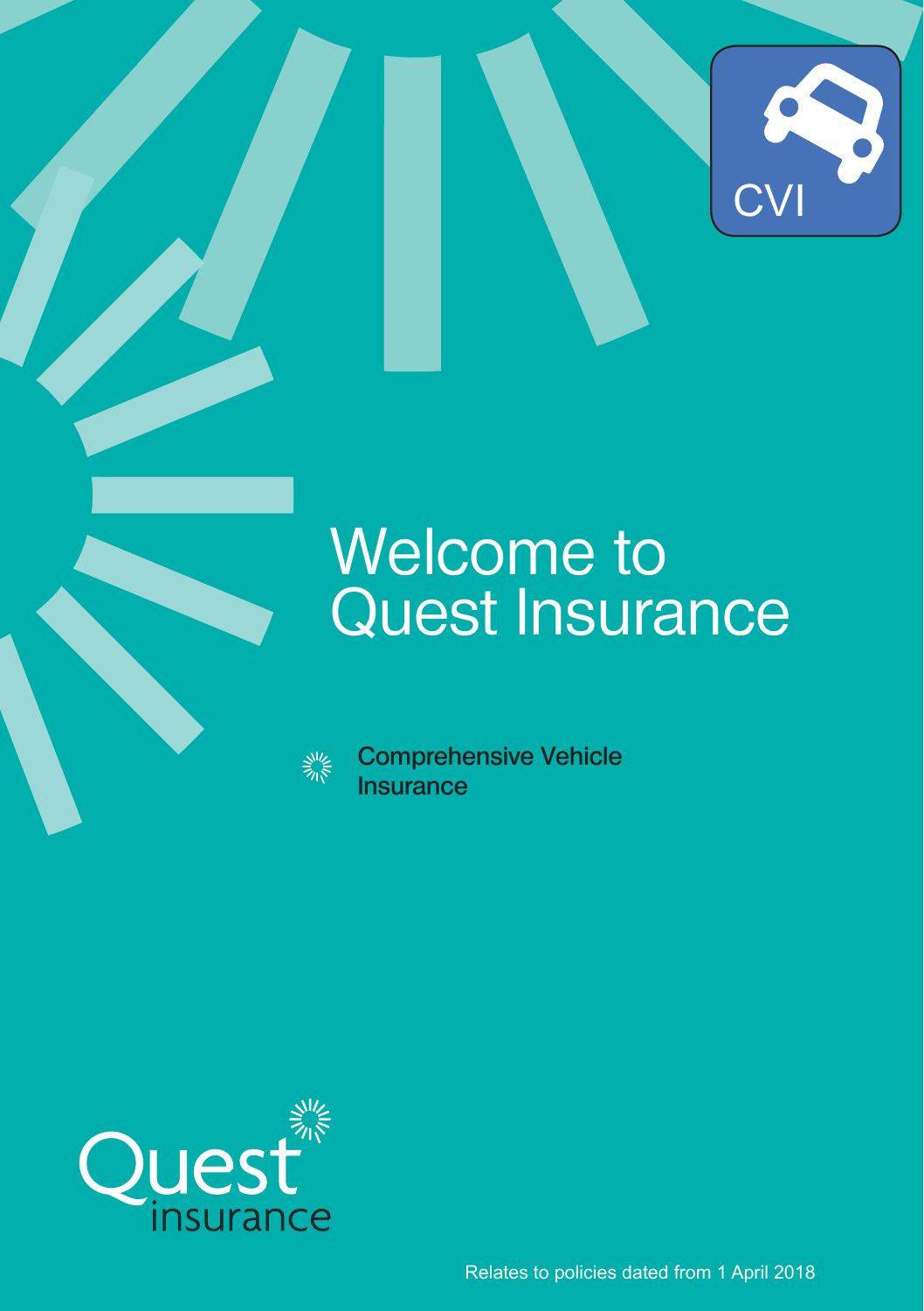CVI

# Welcome to Quest Insurance

Comprehensive Vehicle Insurance

Quest insurance

Relates to policies dated from 1 April 2018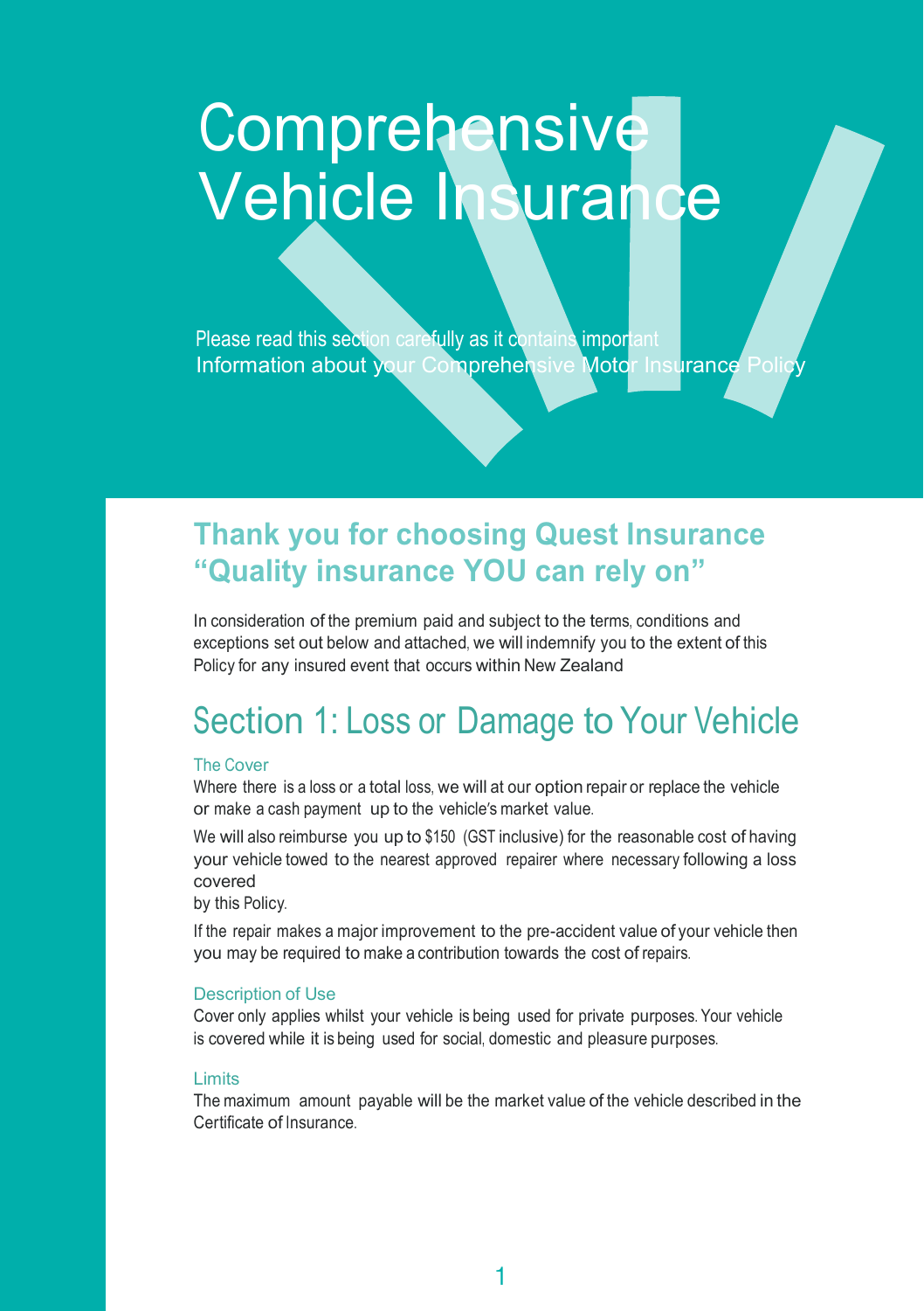# Comprehensive Vehicle Insurance

Please read this section carefully as it contains important Information about your Comprehensive Motor Insurance Policy

## Thank you for choosing Quest Insurance "Quality insurance YOU can rely on"

In consideration of the premium paid and subject to the terms, conditions and exceptions set out below and attached, we will indemnify you to the extent of this Policy for any insured event that occurs within New Zealand

## Section 1: Loss or Damage to Your Vehicle

### The Cover

Where there is a loss or a total loss, we will at our option repair or replace the vehicle or make a cash payment up to the vehicle's market value.

We will also reimburse you up to $150 (GST inclusive) for the reasonable cost of having your vehicle towed to the nearest approved repairer where necessary following a loss covered by this Policy.

If the repair makes a major improvement to the pre-accident value of your vehicle then you may be required to make a contribution towards the cost of repairs.

### Description of Use

Cover only applies whilst your vehicle is being used for private purposes. Your vehicle is covered while it is being used for social, domestic and pleasure purposes.

### Limits

The maximum amount payable will be the market value of the vehicle described in the Certificate of Insurance.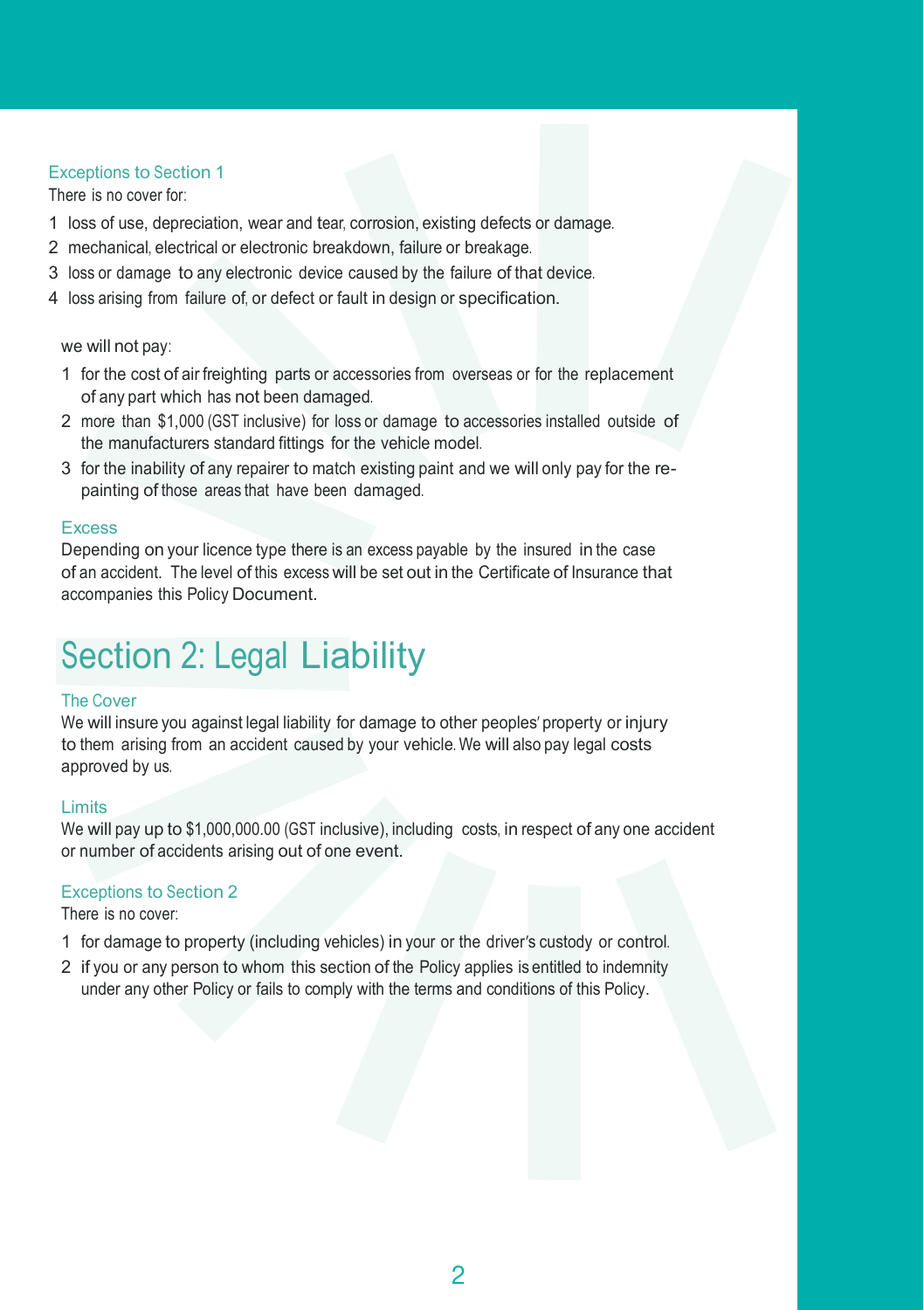### Exceptions to Section 1

There is no cover for:

1. loss of use, depreciation, wear and tear, corrosion, existing defects or damage.
2. mechanical, electrical or electronic breakdown, failure or breakage.
3. loss or damage to any electronic device caused by the failure of that device.
4. loss arising from failure of, or defect or fault in design or specification.

we will not pay:

1. for the cost of air freighting parts or accessories from overseas or for the replacement of any part which has not been damaged.
2. more than $1,000 (GST inclusive) for loss or damage to accessories installed outside of the manufacturers standard fittings for the vehicle model.
3. for the inability of any repairer to match existing paint and we will only pay for the re-painting of those areas that have been damaged.

### Excess

Depending on your licence type there is an excess payable by the insured in the case of an accident. The level of this excess will be set out in the Certificate of Insurance that accompanies this Policy Document.

# Section 2: Legal Liability

### The Cover

We will insure you against legal liability for damage to other peoples' property or injury to them arising from an accident caused by your vehicle. We will also pay legal costs approved by us.

### Limits

We will pay up to $1,000,000.00 (GST inclusive), including costs, in respect of any one accident or number of accidents arising out of one event.

### Exceptions to Section 2

There is no cover:

1. for damage to property (including vehicles) in your or the driver's custody or control.
2. if you or any person to whom this section of the Policy applies is entitled to indemnity under any other Policy or fails to comply with the terms and conditions of this Policy.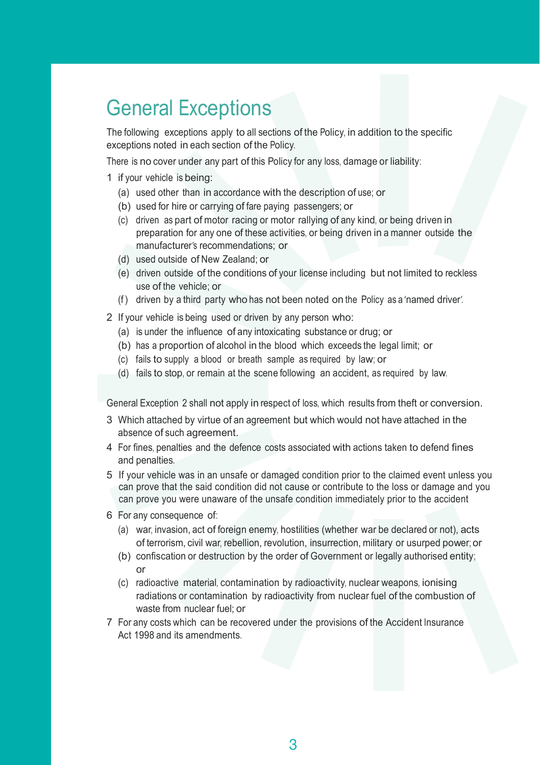# General Exceptions

The following exceptions apply to all sections of the Policy, in addition to the specific exceptions noted in each section of the Policy.

There is no cover under any part of this Policy for any loss, damage or liability:

1 if your vehicle is being:
   (a) used other than in accordance with the description of use; or
   (b) used for hire or carrying of fare paying passengers; or
   (c) driven as part of motor racing or motor rallying of any kind, or being driven in preparation for any one of these activities, or being driven in a manner outside the manufacturer's recommendations; or
   (d) used outside of New Zealand; or
   (e) driven outside of the conditions of your license including but not limited to reckless use of the vehicle; or
   (f) driven by a third party who has not been noted on the Policy as a 'named driver'.

2 If your vehicle is being used or driven by any person who:
   (a) is under the influence of any intoxicating substance or drug; or
   (b) has a proportion of alcohol in the blood which exceeds the legal limit; or
   (c) fails to supply a blood or breath sample as required by law; or
   (d) fails to stop, or remain at the scene following an accident, as required by law.

General Exception 2 shall not apply in respect of loss, which results from theft or conversion.

3 Which attached by virtue of an agreement but which would not have attached in the absence of such agreement.

4 For fines, penalties and the defence costs associated with actions taken to defend fines and penalties.

5 If your vehicle was in an unsafe or damaged condition prior to the claimed event unless you can prove that the said condition did not cause or contribute to the loss or damage and you can prove you were unaware of the unsafe condition immediately prior to the accident

6 For any consequence of:
   (a) war, invasion, act of foreign enemy, hostilities (whether war be declared or not), acts of terrorism, civil war, rebellion, revolution, insurrection, military or usurped power; or
   (b) confiscation or destruction by the order of Government or legally authorised entity; or
   (c) radioactive material, contamination by radioactivity, nuclear weapons, ionising radiations or contamination by radioactivity from nuclear fuel of the combustion of waste from nuclear fuel; or

7 For any costs which can be recovered under the provisions of the Accident Insurance Act 1998 and its amendments.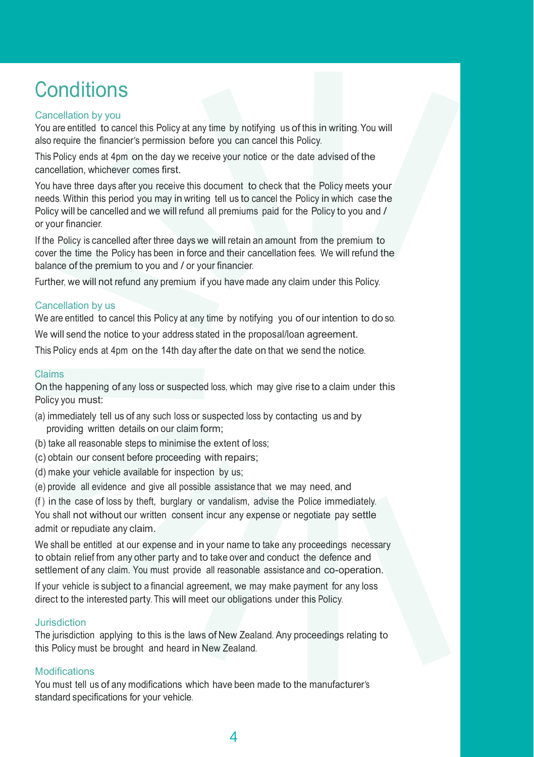# Conditions

## Cancellation by you

You are entitled to cancel this Policy at any time by notifying us of this in writing. You will also require the financier's permission before you can cancel this Policy.

This Policy ends at 4pm on the day we receive your notice or the date advised of the cancellation, whichever comes first.

You have three days after you receive this document to check that the Policy meets your needs. Within this period you may in writing tell us to cancel the Policy in which case the Policy will be cancelled and we will refund all premiums paid for the Policy to you and / or your financier.

If the Policy is cancelled after three days we will retain an amount from the premium to cover the time the Policy has been in force and their cancellation fees. We will refund the balance of the premium to you and / or your financier.

Further, we will not refund any premium if you have made any claim under this Policy.

## Cancellation by us

We are entitled to cancel this Policy at any time by notifying you of our intention to do so.

We will send the notice to your address stated in the proposal/loan agreement.

This Policy ends at 4pm on the 14th day after the date on that we send the notice.

## Claims

On the happening of any loss or suspected loss, which may give rise to a claim under this Policy you must:

(a) immediately tell us of any such loss or suspected loss by contacting us and by providing written details on our claim form;

(b) take all reasonable steps to minimise the extent of loss;

(c) obtain our consent before proceeding with repairs;

(d) make your vehicle available for inspection by us;

(e) provide all evidence and give all possible assistance that we may need, and

(f) in the case of loss by theft, burglary or vandalism, advise the Police immediately.

You shall not without our written consent incur any expense or negotiate pay settle admit or repudiate any claim.

We shall be entitled at our expense and in your name to take any proceedings necessary to obtain relief from any other party and to take over and conduct the defence and settlement of any claim. You must provide all reasonable assistance and co-operation.

If your vehicle is subject to a financial agreement, we may make payment for any loss direct to the interested party. This will meet our obligations under this Policy.

## Jurisdiction

The jurisdiction applying to this is the laws of New Zealand. Any proceedings relating to this Policy must be brought and heard in New Zealand.

## Modifications

You must tell us of any modifications which have been made to the manufacturer's standard specifications for your vehicle.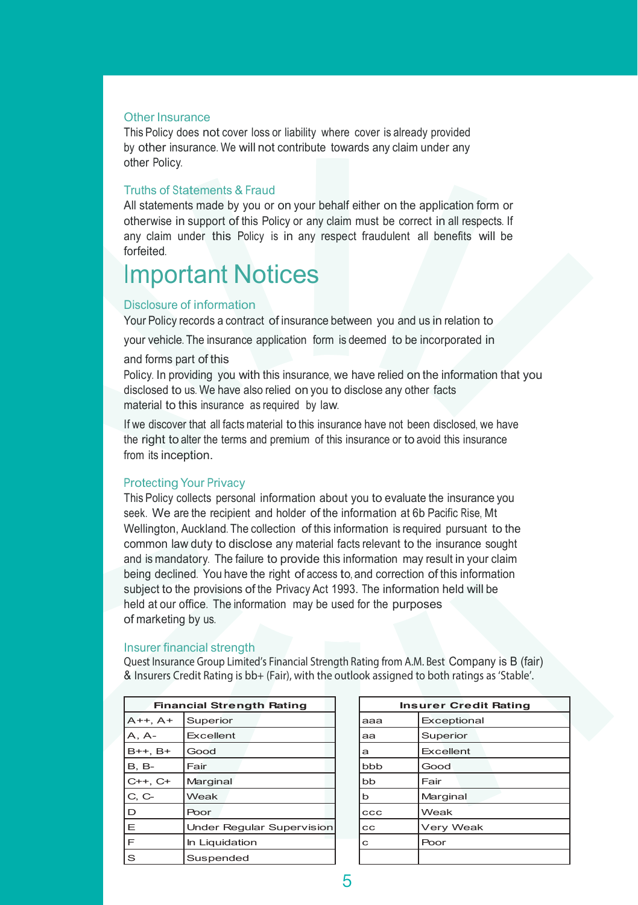### Other Insurance

This Policy does not cover loss or liability where cover is already provided by other insurance. We will not contribute towards any claim under any other Policy.

### Truths of Statements & Fraud

All statements made by you or on your behalf either on the application form or otherwise in support of this Policy or any claim must be correct in all respects. If any claim under this Policy is in any respect fraudulent all benefits will be forfeited.

# Important Notices

### Disclosure of information

Your Policy records a contract of insurance between you and us in relation to your vehicle. The insurance application form is deemed to be incorporated in and forms part of this Policy. In providing you with this insurance, we have relied on the information that you disclosed to us. We have also relied on you to disclose any other facts material to this insurance as required by law.

If we discover that all facts material to this insurance have not been disclosed, we have the right to alter the terms and premium of this insurance or to avoid this insurance from its inception.

### Protecting Your Privacy

This Policy collects personal information about you to evaluate the insurance you seek. We are the recipient and holder of the information at 6b Pacific Rise, Mt Wellington, Auckland. The collection of this information is required pursuant to the common law duty to disclose any material facts relevant to the insurance sought and is mandatory. The failure to provide this information may result in your claim being declined. You have the right of access to, and correction of this information subject to the provisions of the Privacy Act 1993. The information held will be held at our office. The information may be used for the purposes of marketing by us.

### Insurer financial strength

Quest Insurance Group Limited's Financial Strength Rating from A.M. Best Company is B (fair) & Insurers Credit Rating is bb+ (Fair), with the outlook assigned to both ratings as 'Stable'.

| Financial Strength Rating | |
|---|---|
| A++, A+ | Superior |
| A, A- | Excellent |
| B++, B+ | Good |
| B, B- | Fair |
| C++, C+ | Marginal |
| C, C- | Weak |
| D | Poor |
| E | Under Regular Supervision |
| F | In Liquidation |
| S | Suspended |

| Insurer Credit Rating | |
|---|---|
| aaa | Exceptional |
| aa | Superior |
| a | Excellent |
| bbb | Good |
| bb | Fair |
| b | Marginal |
| ccc | Weak |
| cc | Very Weak |
| c | Poor |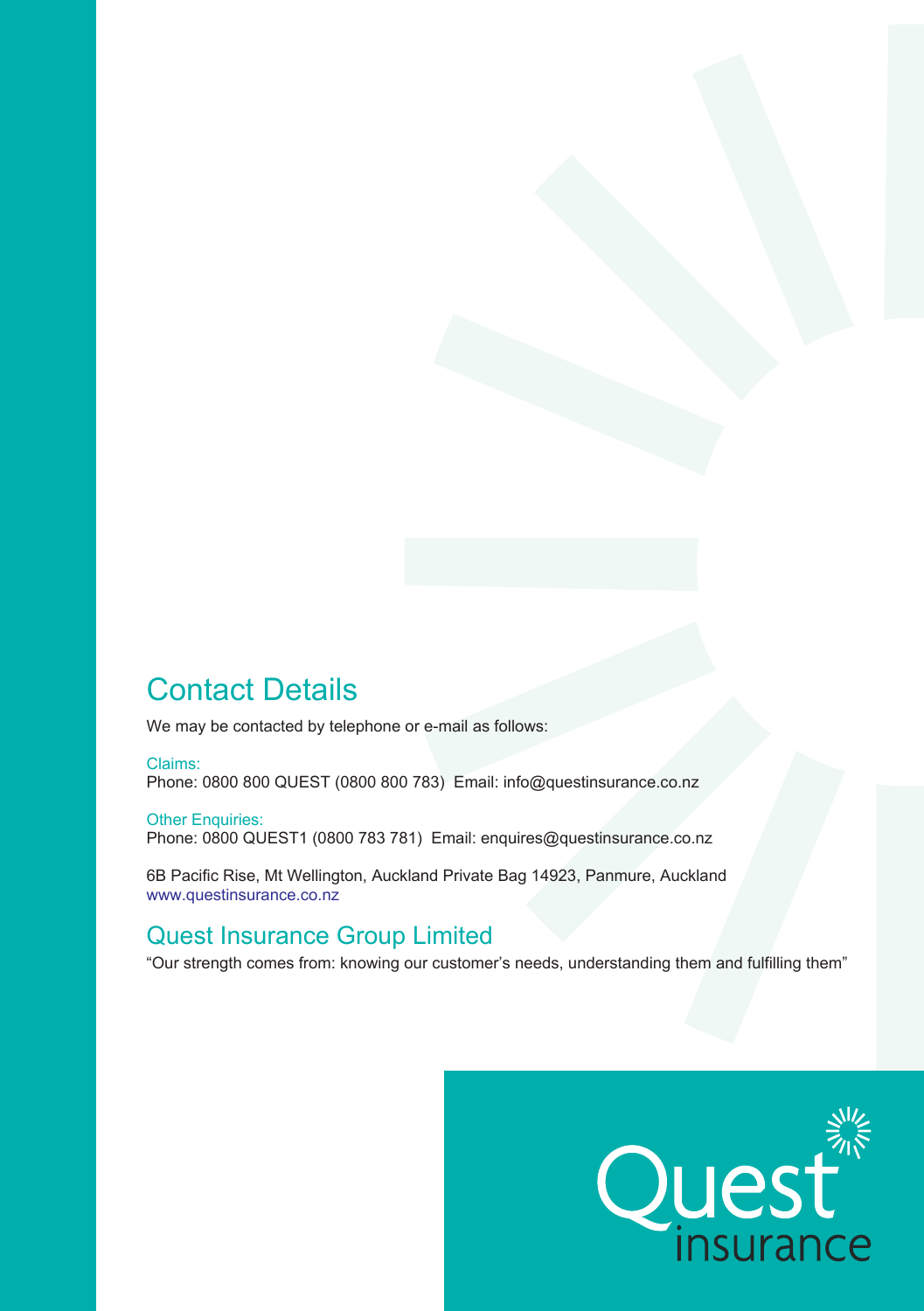## Contact Details

We may be contacted by telephone or e-mail as follows:

Claims:
Phone: 0800 800 QUEST (0800 800 783) Email: info@questinsurance.co.nz

Other Enquiries:
Phone: 0800 QUEST1 (0800 783 781) Email: enquires@questinsurance.co.nz

6B Pacific Rise, Mt Wellington, Auckland Private Bag 14923, Panmure, Auckland
www.questinsurance.co.nz

## Quest Insurance Group Limited

"Our strength comes from: knowing our customer's needs, understanding them and fulfilling them"

Quest insurance